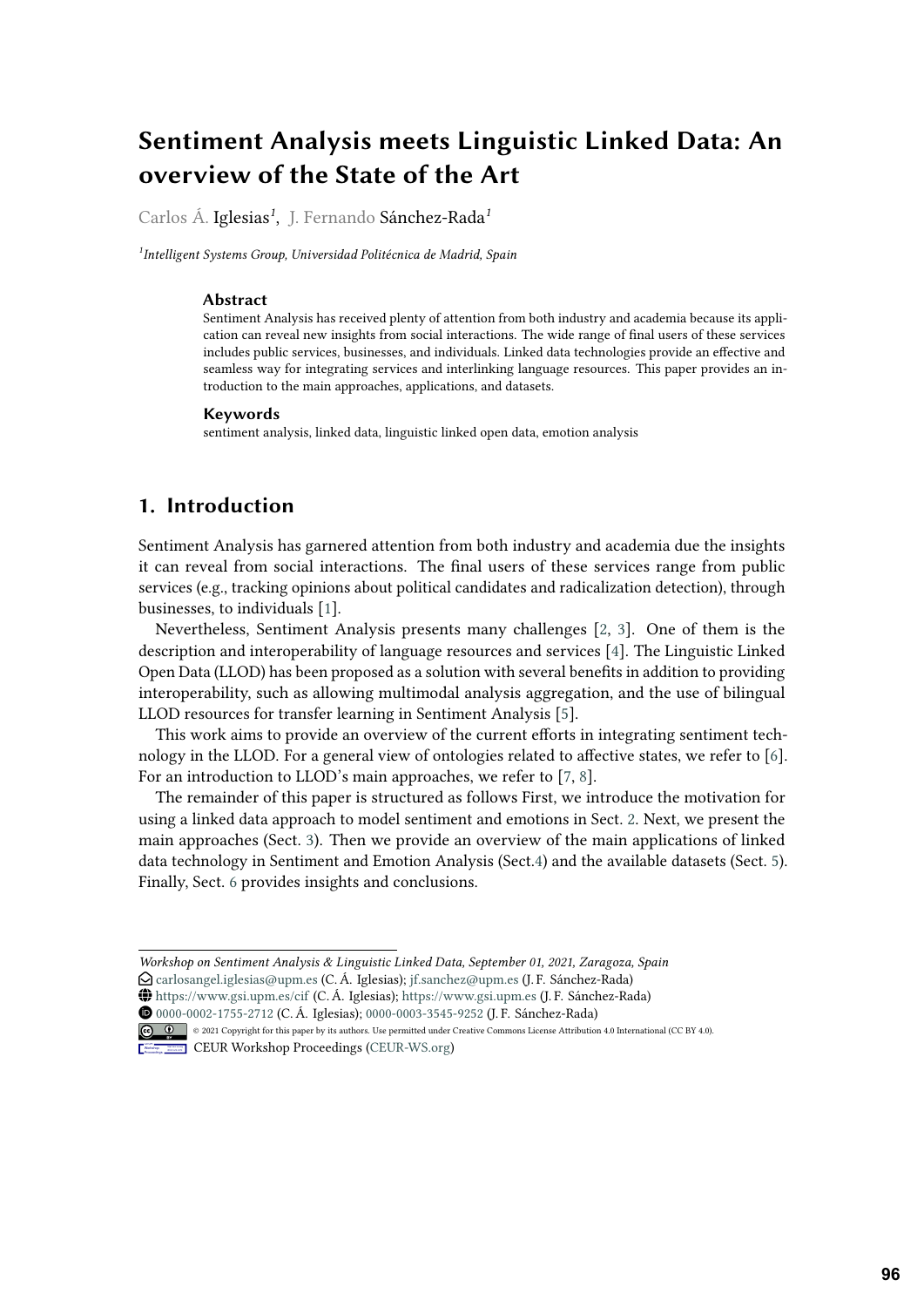# Sentiment Analysis meets Linguistic Linked Data: An overview of the State of the Art

Carlos Á. Iglesias[1], J. Fernando Sánchez-Rada[1]

[1]*Intelligent Systems Group, Universidad Politécnica de Madrid, Spain*

### Abstract

Sentiment Analysis has received plenty of attention from both industry and academia because its application can reveal new insights from social interactions. The wide range of final users of these services includes public services, businesses, and individuals. Linked data technologies provide an effective and seamless way for integrating services and interlinking language resources. This paper provides an introduction to the main approaches, applications, and datasets.

### Keywords

sentiment analysis, linked data, linguistic linked open data, emotion analysis

## 1. Introduction

Sentiment Analysis has garnered attention from both industry and academia due the insights it can reveal from social interactions. The final users of these services range from public services (e.g., tracking opinions about political candidates and radicalization detection), through businesses, to individuals [1].

Nevertheless, Sentiment Analysis presents many challenges [2, 3]. One of them is the description and interoperability of language resources and services [4]. The Linguistic Linked Open Data (LLOD) has been proposed as a solution with several benefits in addition to providing interoperability, such as allowing multimodal analysis aggregation, and the use of bilingual LLOD resources for transfer learning in Sentiment Analysis [5].

This work aims to provide an overview of the current efforts in integrating sentiment technology in the LLOD. For a general view of ontologies related to affective states, we refer to [6]. For an introduction to LLOD's main approaches, we refer to [7, 8].

The remainder of this paper is structured as follows First, we introduce the motivation for using a linked data approach to model sentiment and emotions in Sect. 2. Next, we present the main approaches (Sect. 3). Then we provide an overview of the main applications of linked data technology in Sentiment and Emotion Analysis (Sect.4) and the available datasets (Sect. 5). Finally, Sect. 6 provides insights and conclusions.

---

*Workshop on Sentiment Analysis & Linguistic Linked Data, September 01, 2021, Zaragoza, Spain*

carlosangel.iglesias@upm.es (C. Á. Iglesias); jf.sanchez@upm.es (J. F. Sánchez-Rada)

https://www.gsi.upm.es/cif (C. Á. Iglesias); https://www.gsi.upm.es (J. F. Sánchez-Rada)

0000-0002-1755-2712 (C. Á. Iglesias); 0000-0003-3545-9252 (J. F. Sánchez-Rada)

© 2021 Copyright for this paper by its authors. Use permitted under Creative Commons License Attribution 4.0 International (CC BY 4.0).

CEUR Workshop Proceedings (CEUR-WS.org)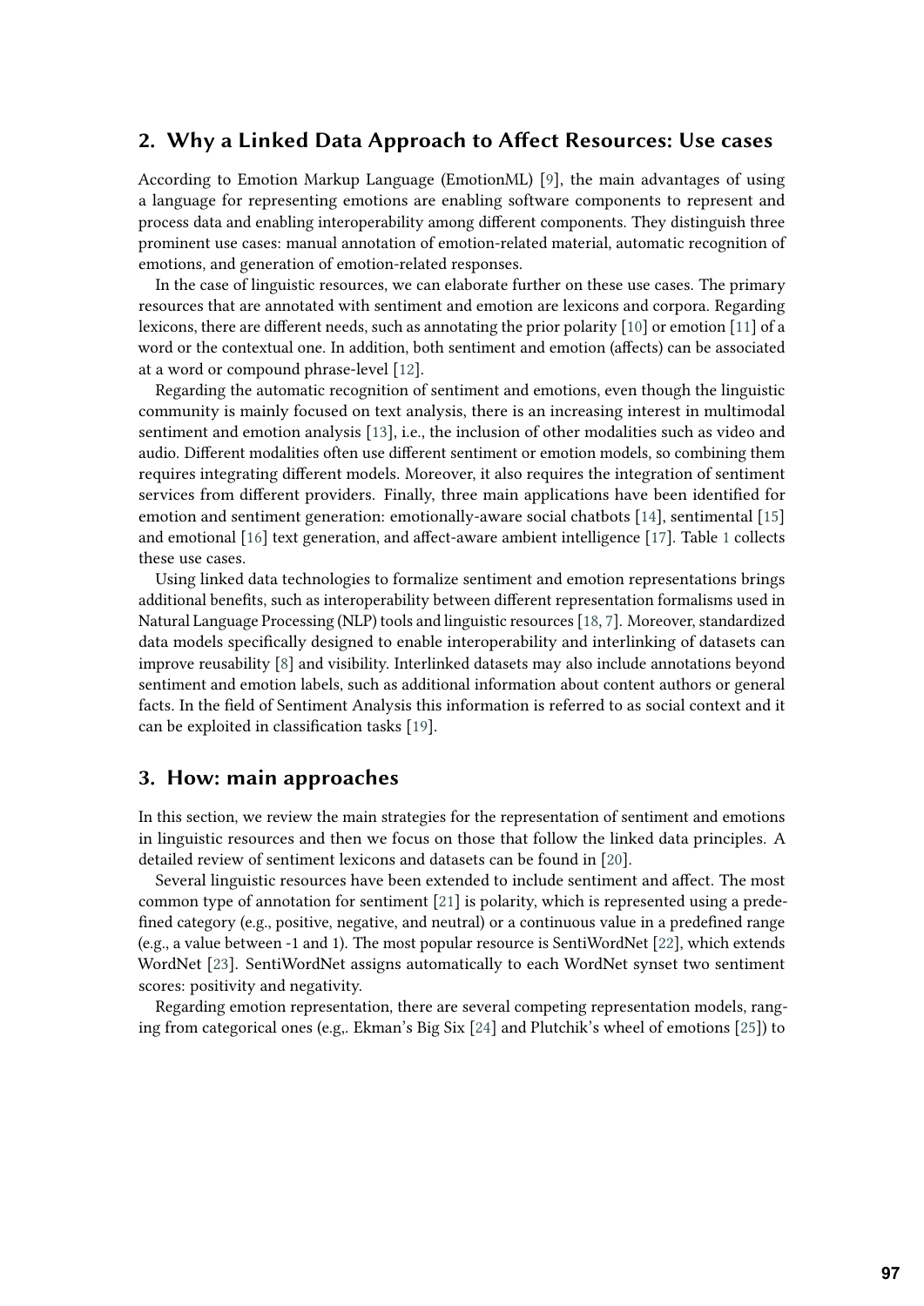## 2. Why a Linked Data Approach to Affect Resources: Use cases

According to Emotion Markup Language (EmotionML) [9], the main advantages of using a language for representing emotions are enabling software components to represent and process data and enabling interoperability among different components. They distinguish three prominent use cases: manual annotation of emotion-related material, automatic recognition of emotions, and generation of emotion-related responses.

In the case of linguistic resources, we can elaborate further on these use cases. The primary resources that are annotated with sentiment and emotion are lexicons and corpora. Regarding lexicons, there are different needs, such as annotating the prior polarity [10] or emotion [11] of a word or the contextual one. In addition, both sentiment and emotion (affects) can be associated at a word or compound phrase-level [12].

Regarding the automatic recognition of sentiment and emotions, even though the linguistic community is mainly focused on text analysis, there is an increasing interest in multimodal sentiment and emotion analysis [13], i.e., the inclusion of other modalities such as video and audio. Different modalities often use different sentiment or emotion models, so combining them requires integrating different models. Moreover, it also requires the integration of sentiment services from different providers. Finally, three main applications have been identified for emotion and sentiment generation: emotionally-aware social chatbots [14], sentimental [15] and emotional [16] text generation, and affect-aware ambient intelligence [17]. Table 1 collects these use cases.

Using linked data technologies to formalize sentiment and emotion representations brings additional benefits, such as interoperability between different representation formalisms used in Natural Language Processing (NLP) tools and linguistic resources [18, 7]. Moreover, standardized data models specifically designed to enable interoperability and interlinking of datasets can improve reusability [8] and visibility. Interlinked datasets may also include annotations beyond sentiment and emotion labels, such as additional information about content authors or general facts. In the field of Sentiment Analysis this information is referred to as social context and it can be exploited in classification tasks [19].

## 3. How: main approaches

In this section, we review the main strategies for the representation of sentiment and emotions in linguistic resources and then we focus on those that follow the linked data principles. A detailed review of sentiment lexicons and datasets can be found in [20].

Several linguistic resources have been extended to include sentiment and affect. The most common type of annotation for sentiment [21] is polarity, which is represented using a predefined category (e.g., positive, negative, and neutral) or a continuous value in a predefined range (e.g., a value between -1 and 1). The most popular resource is SentiWordNet [22], which extends WordNet [23]. SentiWordNet assigns automatically to each WordNet synset two sentiment scores: positivity and negativity.

Regarding emotion representation, there are several competing representation models, ranging from categorical ones (e.g,. Ekman's Big Six [24] and Plutchik's wheel of emotions [25]) to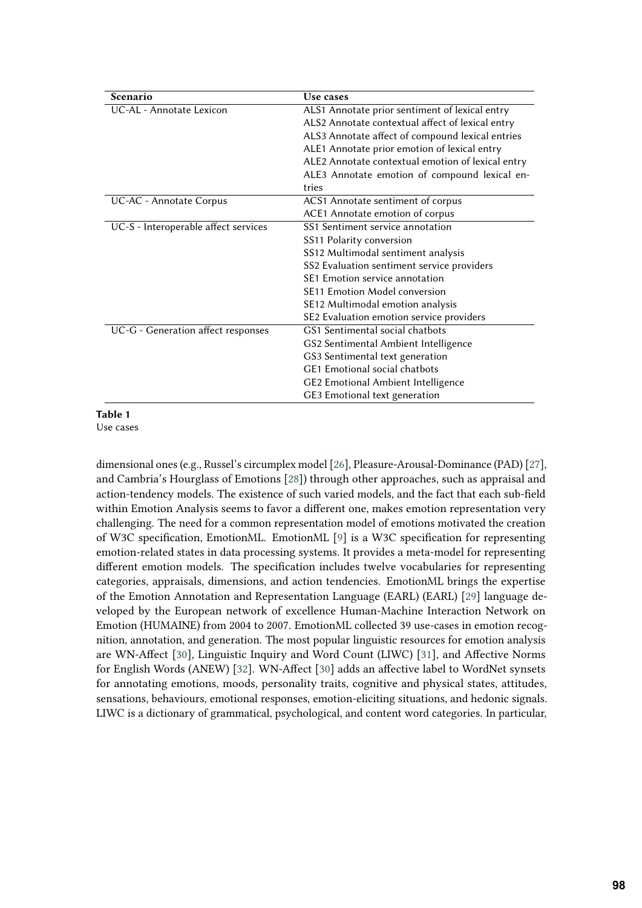| Scenario | Use cases |
|---|---|
| UC-AL - Annotate Lexicon | ALS1 Annotate prior sentiment of lexical entry |
| | ALS2 Annotate contextual affect of lexical entry |
| | ALS3 Annotate affect of compound lexical entries |
| | ALE1 Annotate prior emotion of lexical entry |
| | ALE2 Annotate contextual emotion of lexical entry |
| | ALE3 Annotate emotion of compound lexical entries |
| UC-AC - Annotate Corpus | ACS1 Annotate sentiment of corpus |
| | ACE1 Annotate emotion of corpus |
| UC-S - Interoperable affect services | SS1 Sentiment service annotation |
| | SS11 Polarity conversion |
| | SS12 Multimodal sentiment analysis |
| | SS2 Evaluation sentiment service providers |
| | SE1 Emotion service annotation |
| | SE11 Emotion Model conversion |
| | SE12 Multimodal emotion analysis |
| | SE2 Evaluation emotion service providers |
| UC-G - Generation affect responses | GS1 Sentimental social chatbots |
| | GS2 Sentimental Ambient Intelligence |
| | GS3 Sentimental text generation |
| | GE1 Emotional social chatbots |
| | GE2 Emotional Ambient Intelligence |
| | GE3 Emotional text generation |

**Table 1**
Use cases

dimensional ones (e.g., Russel's circumplex model [26], Pleasure-Arousal-Dominance (PAD) [27], and Cambria's Hourglass of Emotions [28]) through other approaches, such as appraisal and action-tendency models. The existence of such varied models, and the fact that each sub-field within Emotion Analysis seems to favor a different one, makes emotion representation very challenging. The need for a common representation model of emotions motivated the creation of W3C specification, EmotionML. EmotionML [9] is a W3C specification for representing emotion-related states in data processing systems. It provides a meta-model for representing different emotion models. The specification includes twelve vocabularies for representing categories, appraisals, dimensions, and action tendencies. EmotionML brings the expertise of the Emotion Annotation and Representation Language (EARL) (EARL) [29] language developed by the European network of excellence Human-Machine Interaction Network on Emotion (HUMAINE) from 2004 to 2007. EmotionML collected 39 use-cases in emotion recognition, annotation, and generation. The most popular linguistic resources for emotion analysis are WN-Affect [30], Linguistic Inquiry and Word Count (LIWC) [31], and Affective Norms for English Words (ANEW) [32]. WN-Affect [30] adds an affective label to WordNet synsets for annotating emotions, moods, personality traits, cognitive and physical states, attitudes, sensations, behaviours, emotional responses, emotion-eliciting situations, and hedonic signals. LIWC is a dictionary of grammatical, psychological, and content word categories. In particular,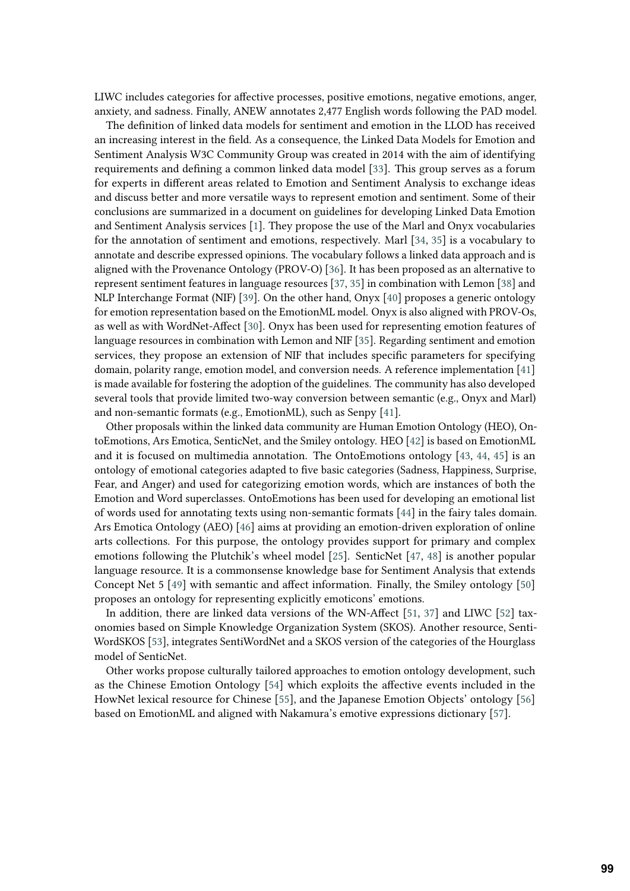LIWC includes categories for affective processes, positive emotions, negative emotions, anger, anxiety, and sadness. Finally, ANEW annotates 2,477 English words following the PAD model.

The definition of linked data models for sentiment and emotion in the LLOD has received an increasing interest in the field. As a consequence, the Linked Data Models for Emotion and Sentiment Analysis W3C Community Group was created in 2014 with the aim of identifying requirements and defining a common linked data model [33]. This group serves as a forum for experts in different areas related to Emotion and Sentiment Analysis to exchange ideas and discuss better and more versatile ways to represent emotion and sentiment. Some of their conclusions are summarized in a document on guidelines for developing Linked Data Emotion and Sentiment Analysis services [1]. They propose the use of the Marl and Onyx vocabularies for the annotation of sentiment and emotions, respectively. Marl [34, 35] is a vocabulary to annotate and describe expressed opinions. The vocabulary follows a linked data approach and is aligned with the Provenance Ontology (PROV-O) [36]. It has been proposed as an alternative to represent sentiment features in language resources [37, 35] in combination with Lemon [38] and NLP Interchange Format (NIF) [39]. On the other hand, Onyx [40] proposes a generic ontology for emotion representation based on the EmotionML model. Onyx is also aligned with PROV-Os, as well as with WordNet-Affect [30]. Onyx has been used for representing emotion features of language resources in combination with Lemon and NIF [35]. Regarding sentiment and emotion services, they propose an extension of NIF that includes specific parameters for specifying domain, polarity range, emotion model, and conversion needs. A reference implementation [41] is made available for fostering the adoption of the guidelines. The community has also developed several tools that provide limited two-way conversion between semantic (e.g., Onyx and Marl) and non-semantic formats (e.g., EmotionML), such as Senpy [41].

Other proposals within the linked data community are Human Emotion Ontology (HEO), OntoEmotions, Ars Emotica, SenticNet, and the Smiley ontology. HEO [42] is based on EmotionML and it is focused on multimedia annotation. The OntoEmotions ontology [43, 44, 45] is an ontology of emotional categories adapted to five basic categories (Sadness, Happiness, Surprise, Fear, and Anger) and used for categorizing emotion words, which are instances of both the Emotion and Word superclasses. OntoEmotions has been used for developing an emotional list of words used for annotating texts using non-semantic formats [44] in the fairy tales domain. Ars Emotica Ontology (AEO) [46] aims at providing an emotion-driven exploration of online arts collections. For this purpose, the ontology provides support for primary and complex emotions following the Plutchik's wheel model [25]. SenticNet [47, 48] is another popular language resource. It is a commonsense knowledge base for Sentiment Analysis that extends Concept Net 5 [49] with semantic and affect information. Finally, the Smiley ontology [50] proposes an ontology for representing explicitly emoticons' emotions.

In addition, there are linked data versions of the WN-Affect [51, 37] and LIWC [52] taxonomies based on Simple Knowledge Organization System (SKOS). Another resource, SentiWordSKOS [53], integrates SentiWordNet and a SKOS version of the categories of the Hourglass model of SenticNet.

Other works propose culturally tailored approaches to emotion ontology development, such as the Chinese Emotion Ontology [54] which exploits the affective events included in the HowNet lexical resource for Chinese [55], and the Japanese Emotion Objects' ontology [56] based on EmotionML and aligned with Nakamura's emotive expressions dictionary [57].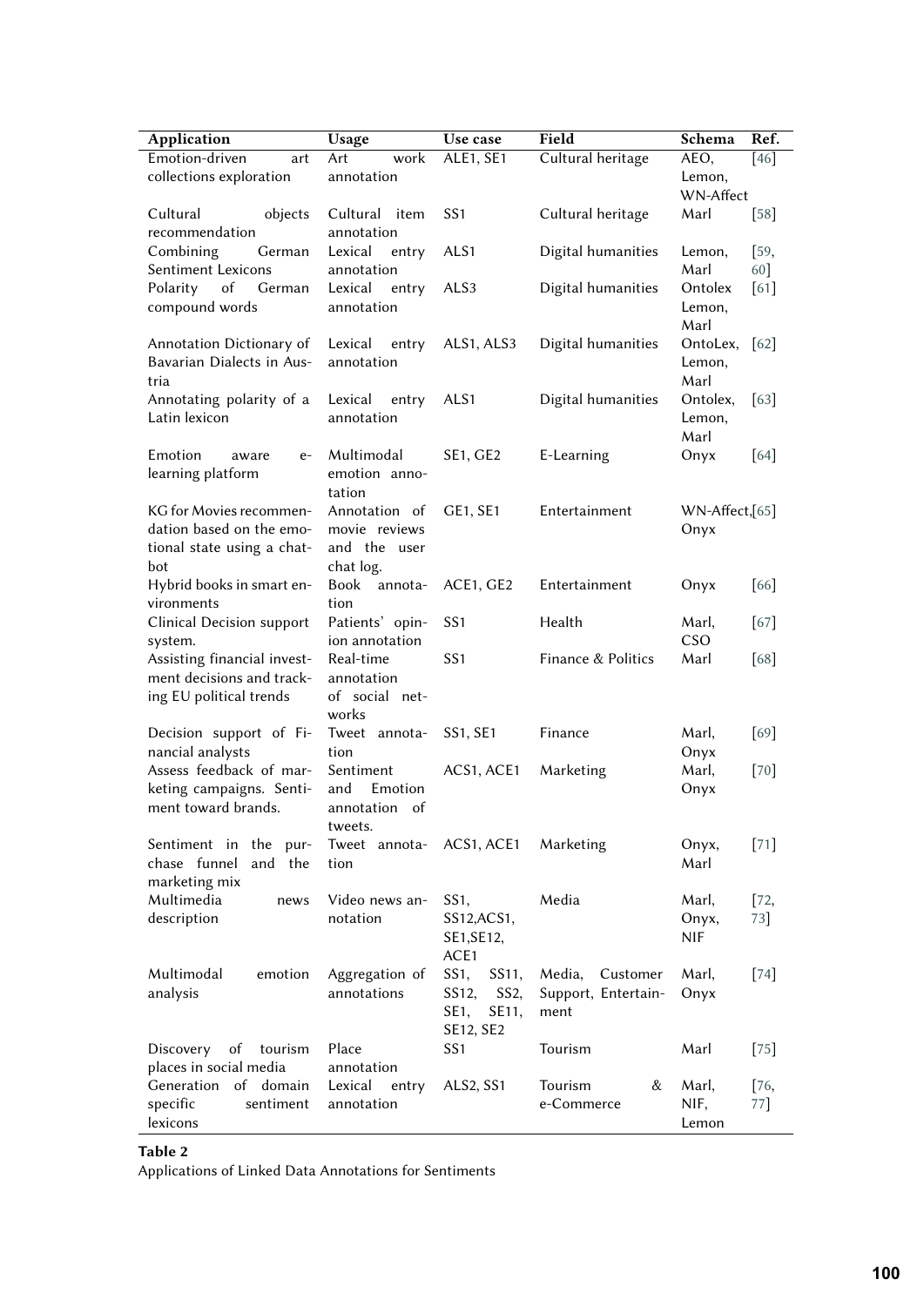| Application | Usage | Use case | Field | Schema | Ref. |
|---|---|---|---|---|---|
| Emotion-driven art collections exploration | Art work annotation | ALE1, SE1 | Cultural heritage | AEO, Lemon, WN-Affect | [46] |
| Cultural objects recommendation | Cultural item annotation | SS1 | Cultural heritage | Marl | [58] |
| Combining German Sentiment Lexicons | Lexical entry annotation | ALS1 | Digital humanities | Lemon, Marl | [59, 60] |
| Polarity of German compound words | Lexical entry annotation | ALS3 | Digital humanities | Ontolex Lemon, Marl | [61] |
| Annotation Dictionary of Bavarian Dialects in Austria | Lexical entry annotation | ALS1, ALS3 | Digital humanities | OntoLex, Lemon, Marl | [62] |
| Annotating polarity of a Latin lexicon | Lexical entry annotation | ALS1 | Digital humanities | Ontolex, Lemon, Marl | [63] |
| Emotion aware e-learning platform | Multimodal emotion annotation | SE1, GE2 | E-Learning | Onyx | [64] |
| KG for Movies recommendation based on the emotional state using a chatbot | Annotation of movie reviews and the user chat log. | GE1, SE1 | Entertainment | WN-Affect, Onyx | [65] |
| Hybrid books in smart environments | Book annotation | ACE1, GE2 | Entertainment | Onyx | [66] |
| Clinical Decision support system. | Patients' opinion annotation | SS1 | Health | Marl, CSO | [67] |
| Assisting financial investment decisions and tracking EU political trends | Real-time annotation of social networks | SS1 | Finance & Politics | Marl | [68] |
| Decision support of Financial analysts | Tweet annotation | SS1, SE1 | Finance | Marl, Onyx | [69] |
| Assess feedback of marketing campaigns. Sentiment toward brands. | Sentiment and Emotion annotation of tweets. | ACS1, ACE1 | Marketing | Marl, Onyx | [70] |
| Sentiment in the purchase funnel and the marketing mix | Tweet annotation | ACS1, ACE1 | Marketing | Onyx, Marl | [71] |
| Multimedia news description | Video news annotation | SS1, SS12,ACS1, SE1,SE12, ACE1 | Media | Marl, Onyx, NIF | [72, 73] |
| Multimodal emotion analysis | Aggregation of annotations | SS1, SS11, SS12, SS2, SE1, SE11, SE12, SE2 | Media, Customer Support, Entertainment | Marl, Onyx | [74] |
| Discovery of tourism places in social media | Place annotation | SS1 | Tourism | Marl | [75] |
| Generation of domain specific sentiment lexicons | Lexical entry annotation | ALS2, SS1 | Tourism & e-Commerce | Marl, NIF, Lemon | [76, 77] |

**Table 2**
Applications of Linked Data Annotations for Sentiments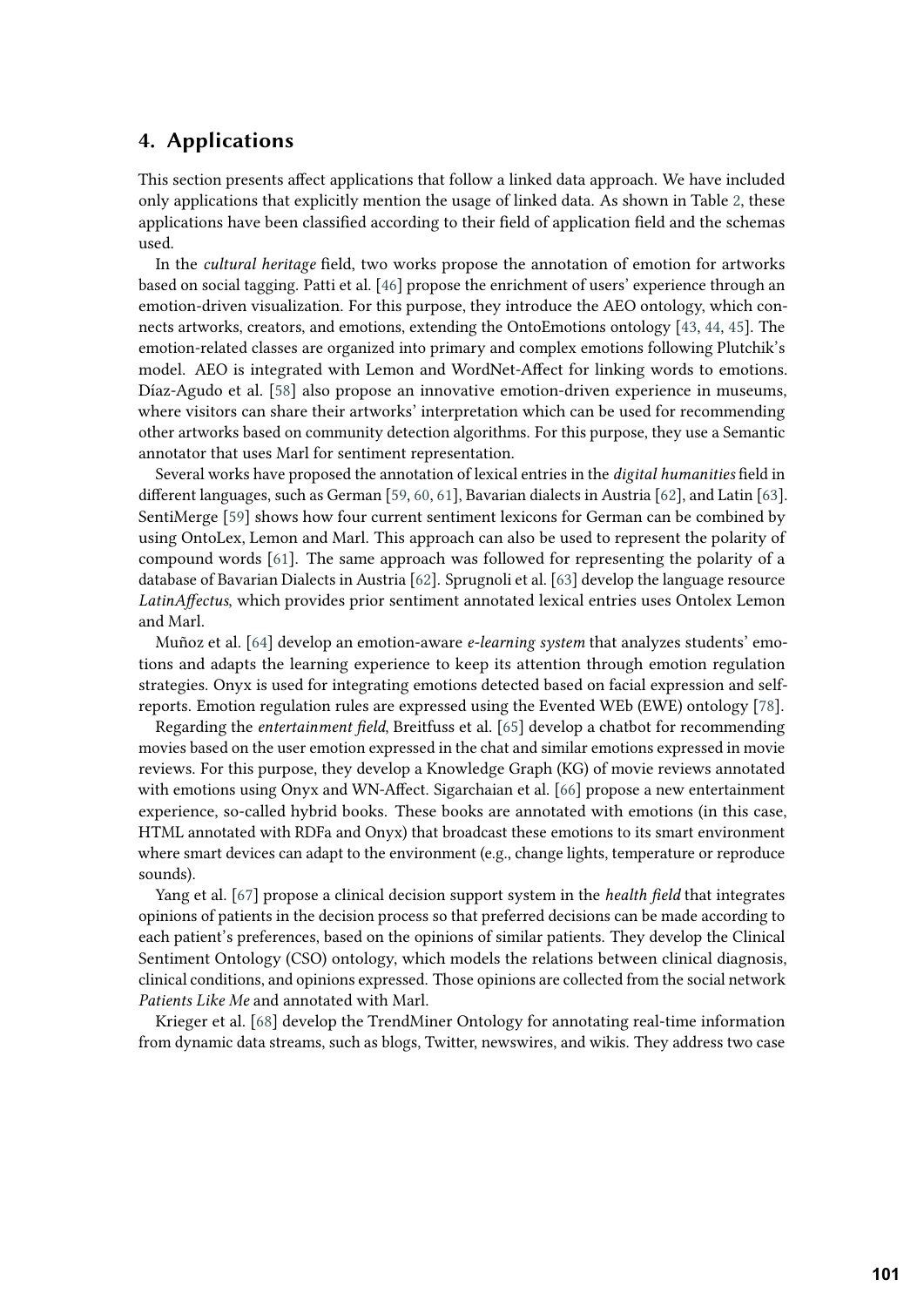## 4. Applications

This section presents affect applications that follow a linked data approach. We have included only applications that explicitly mention the usage of linked data. As shown in Table 2, these applications have been classified according to their field of application field and the schemas used.

In the *cultural heritage* field, two works propose the annotation of emotion for artworks based on social tagging. Patti et al. [46] propose the enrichment of users' experience through an emotion-driven visualization. For this purpose, they introduce the AEO ontology, which connects artworks, creators, and emotions, extending the OntoEmotions ontology [43, 44, 45]. The emotion-related classes are organized into primary and complex emotions following Plutchik's model. AEO is integrated with Lemon and WordNet-Affect for linking words to emotions. Díaz-Agudo et al. [58] also propose an innovative emotion-driven experience in museums, where visitors can share their artworks' interpretation which can be used for recommending other artworks based on community detection algorithms. For this purpose, they use a Semantic annotator that uses Marl for sentiment representation.

Several works have proposed the annotation of lexical entries in the *digital humanities* field in different languages, such as German [59, 60, 61], Bavarian dialects in Austria [62], and Latin [63]. SentiMerge [59] shows how four current sentiment lexicons for German can be combined by using OntoLex, Lemon and Marl. This approach can also be used to represent the polarity of compound words [61]. The same approach was followed for representing the polarity of a database of Bavarian Dialects in Austria [62]. Sprugnoli et al. [63] develop the language resource *LatinAffectus*, which provides prior sentiment annotated lexical entries uses Ontolex Lemon and Marl.

Muñoz et al. [64] develop an emotion-aware *e-learning system* that analyzes students' emotions and adapts the learning experience to keep its attention through emotion regulation strategies. Onyx is used for integrating emotions detected based on facial expression and self-reports. Emotion regulation rules are expressed using the Evented WEb (EWE) ontology [78].

Regarding the *entertainment field*, Breitfuss et al. [65] develop a chatbot for recommending movies based on the user emotion expressed in the chat and similar emotions expressed in movie reviews. For this purpose, they develop a Knowledge Graph (KG) of movie reviews annotated with emotions using Onyx and WN-Affect. Sigarchaian et al. [66] propose a new entertainment experience, so-called hybrid books. These books are annotated with emotions (in this case, HTML annotated with RDFa and Onyx) that broadcast these emotions to its smart environment where smart devices can adapt to the environment (e.g., change lights, temperature or reproduce sounds).

Yang et al. [67] propose a clinical decision support system in the *health field* that integrates opinions of patients in the decision process so that preferred decisions can be made according to each patient's preferences, based on the opinions of similar patients. They develop the Clinical Sentiment Ontology (CSO) ontology, which models the relations between clinical diagnosis, clinical conditions, and opinions expressed. Those opinions are collected from the social network *Patients Like Me* and annotated with Marl.

Krieger et al. [68] develop the TrendMiner Ontology for annotating real-time information from dynamic data streams, such as blogs, Twitter, newswires, and wikis. They address two case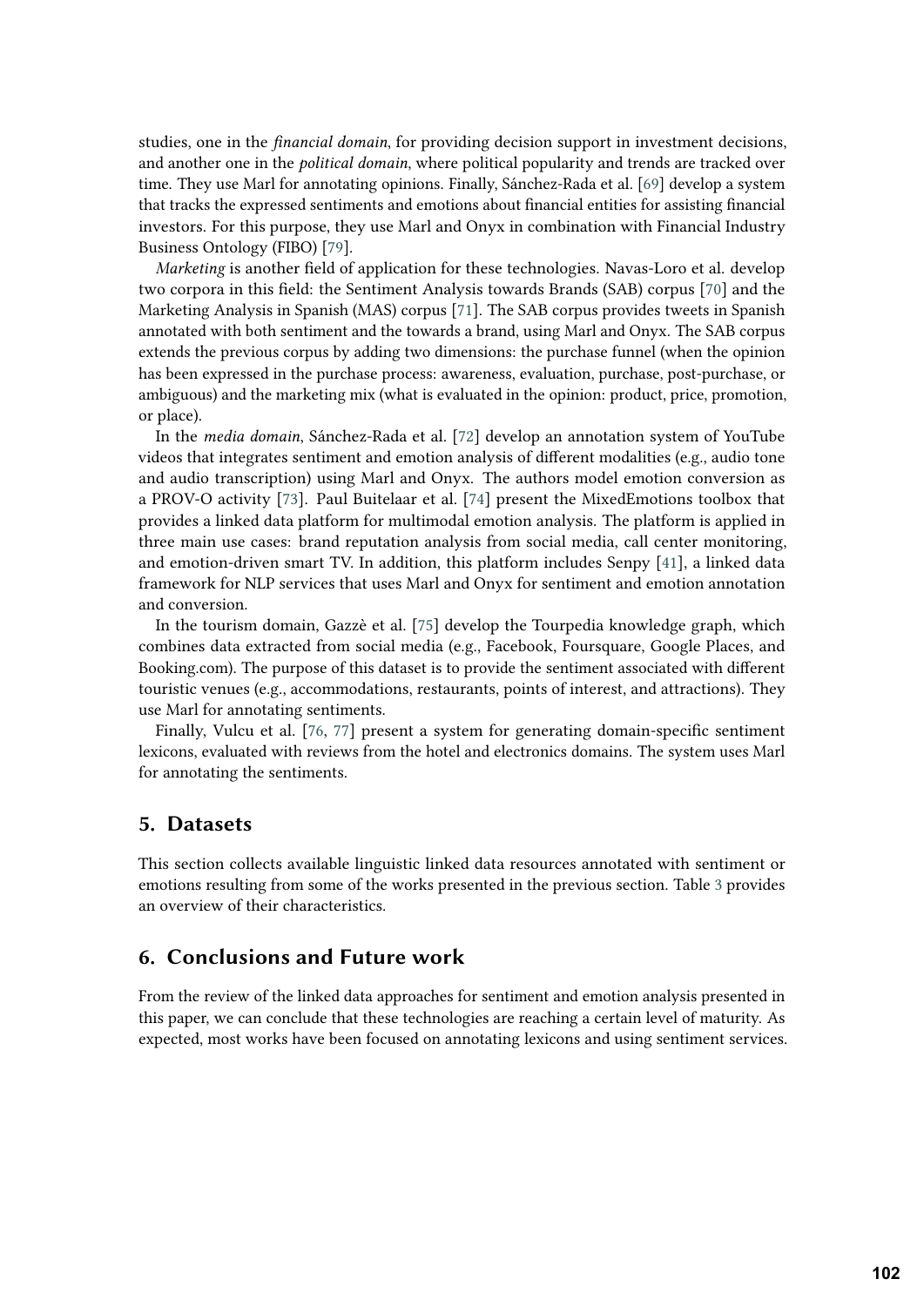studies, one in the *financial domain*, for providing decision support in investment decisions, and another one in the *political domain*, where political popularity and trends are tracked over time. They use Marl for annotating opinions. Finally, Sánchez-Rada et al. [69] develop a system that tracks the expressed sentiments and emotions about financial entities for assisting financial investors. For this purpose, they use Marl and Onyx in combination with Financial Industry Business Ontology (FIBO) [79].

*Marketing* is another field of application for these technologies. Navas-Loro et al. develop two corpora in this field: the Sentiment Analysis towards Brands (SAB) corpus [70] and the Marketing Analysis in Spanish (MAS) corpus [71]. The SAB corpus provides tweets in Spanish annotated with both sentiment and the towards a brand, using Marl and Onyx. The SAB corpus extends the previous corpus by adding two dimensions: the purchase funnel (when the opinion has been expressed in the purchase process: awareness, evaluation, purchase, post-purchase, or ambiguous) and the marketing mix (what is evaluated in the opinion: product, price, promotion, or place).

In the *media domain*, Sánchez-Rada et al. [72] develop an annotation system of YouTube videos that integrates sentiment and emotion analysis of different modalities (e.g., audio tone and audio transcription) using Marl and Onyx. The authors model emotion conversion as a PROV-O activity [73]. Paul Buitelaar et al. [74] present the MixedEmotions toolbox that provides a linked data platform for multimodal emotion analysis. The platform is applied in three main use cases: brand reputation analysis from social media, call center monitoring, and emotion-driven smart TV. In addition, this platform includes Senpy [41], a linked data framework for NLP services that uses Marl and Onyx for sentiment and emotion annotation and conversion.

In the tourism domain, Gazzè et al. [75] develop the Tourpedia knowledge graph, which combines data extracted from social media (e.g., Facebook, Foursquare, Google Places, and Booking.com). The purpose of this dataset is to provide the sentiment associated with different touristic venues (e.g., accommodations, restaurants, points of interest, and attractions). They use Marl for annotating sentiments.

Finally, Vulcu et al. [76, 77] present a system for generating domain-specific sentiment lexicons, evaluated with reviews from the hotel and electronics domains. The system uses Marl for annotating the sentiments.

## 5. Datasets

This section collects available linguistic linked data resources annotated with sentiment or emotions resulting from some of the works presented in the previous section. Table 3 provides an overview of their characteristics.

## 6. Conclusions and Future work

From the review of the linked data approaches for sentiment and emotion analysis presented in this paper, we can conclude that these technologies are reaching a certain level of maturity. As expected, most works have been focused on annotating lexicons and using sentiment services.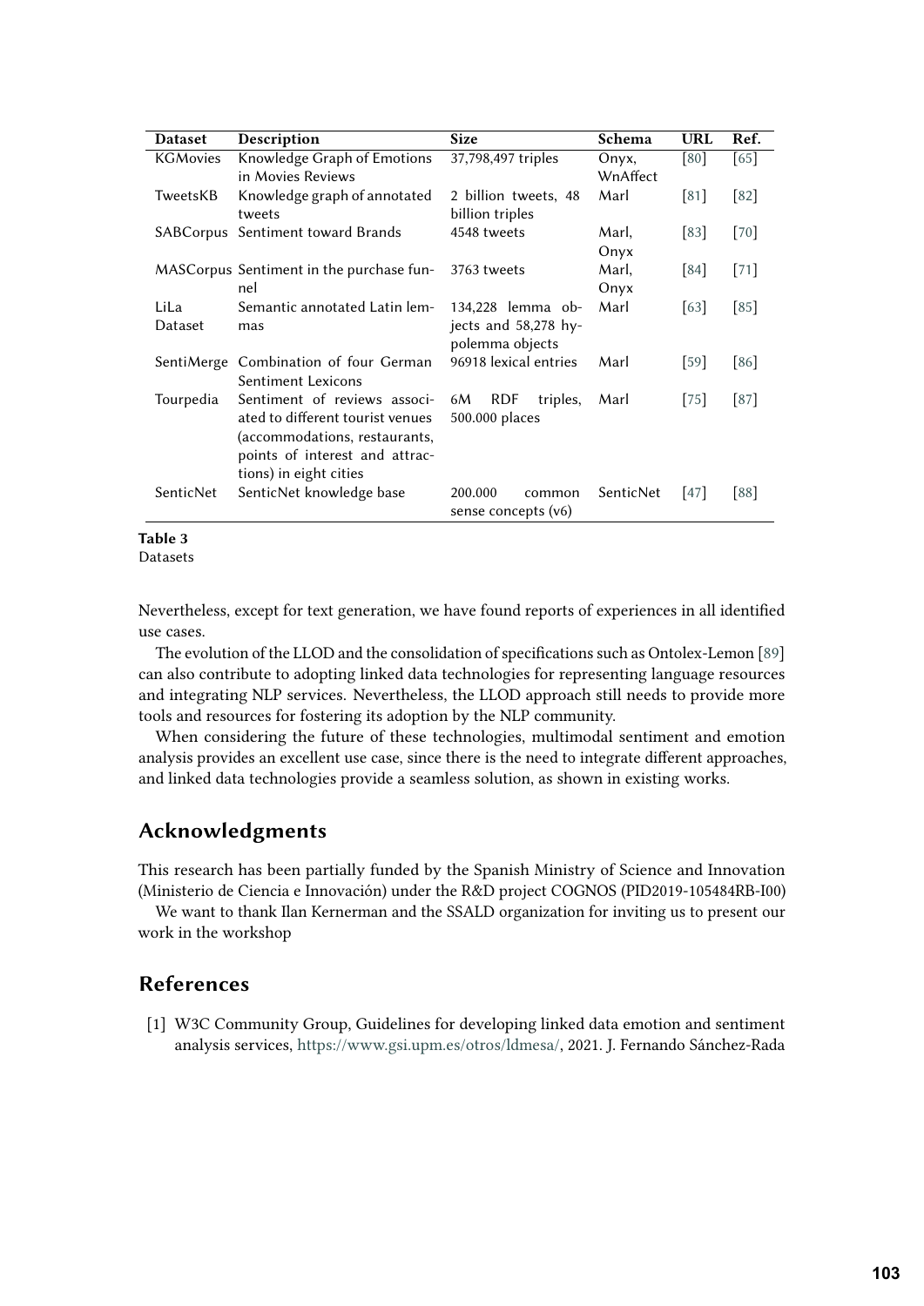| Dataset | Description | Size | Schema | URL | Ref. |
|---|---|---|---|---|---|
| KGMovies | Knowledge Graph of Emotions in Movies Reviews | 37,798,497 triples | Onyx, WnAffect | [80] | [65] |
| TweetsKB | Knowledge graph of annotated tweets | 2 billion tweets, 48 billion triples | Marl | [81] | [82] |
| SABCorpus | Sentiment toward Brands | 4548 tweets | Marl, Onyx | [83] | [70] |
| MASCorpus | Sentiment in the purchase funnel | 3763 tweets | Marl, Onyx | [84] | [71] |
| LiLa Dataset | Semantic annotated Latin lemmas | 134,228 lemma objects and 58,278 hypolemma objects | Marl | [63] | [85] |
| SentiMerge | Combination of four German Sentiment Lexicons | 96918 lexical entries | Marl | [59] | [86] |
| Tourpedia | Sentiment of reviews associated to different tourist venues (accommodations, restaurants, points of interest and attractions) in eight cities | 6M RDF triples, 500.000 places | Marl | [75] | [87] |
| SenticNet | SenticNet knowledge base | 200.000 common sense concepts (v6) | SenticNet | [47] | [88] |

**Table 3**
Datasets

Nevertheless, except for text generation, we have found reports of experiences in all identified use cases.

The evolution of the LLOD and the consolidation of specifications such as Ontolex-Lemon [89] can also contribute to adopting linked data technologies for representing language resources and integrating NLP services. Nevertheless, the LLOD approach still needs to provide more tools and resources for fostering its adoption by the NLP community.

When considering the future of these technologies, multimodal sentiment and emotion analysis provides an excellent use case, since there is the need to integrate different approaches, and linked data technologies provide a seamless solution, as shown in existing works.

## Acknowledgments

This research has been partially funded by the Spanish Ministry of Science and Innovation (Ministerio de Ciencia e Innovación) under the R&D project COGNOS (PID2019-105484RB-I00)

We want to thank Ilan Kernerman and the SSALD organization for inviting us to present our work in the workshop

## References

[1] W3C Community Group, Guidelines for developing linked data emotion and sentiment analysis services, https://www.gsi.upm.es/otros/ldmesa/, 2021. J. Fernando Sánchez-Rada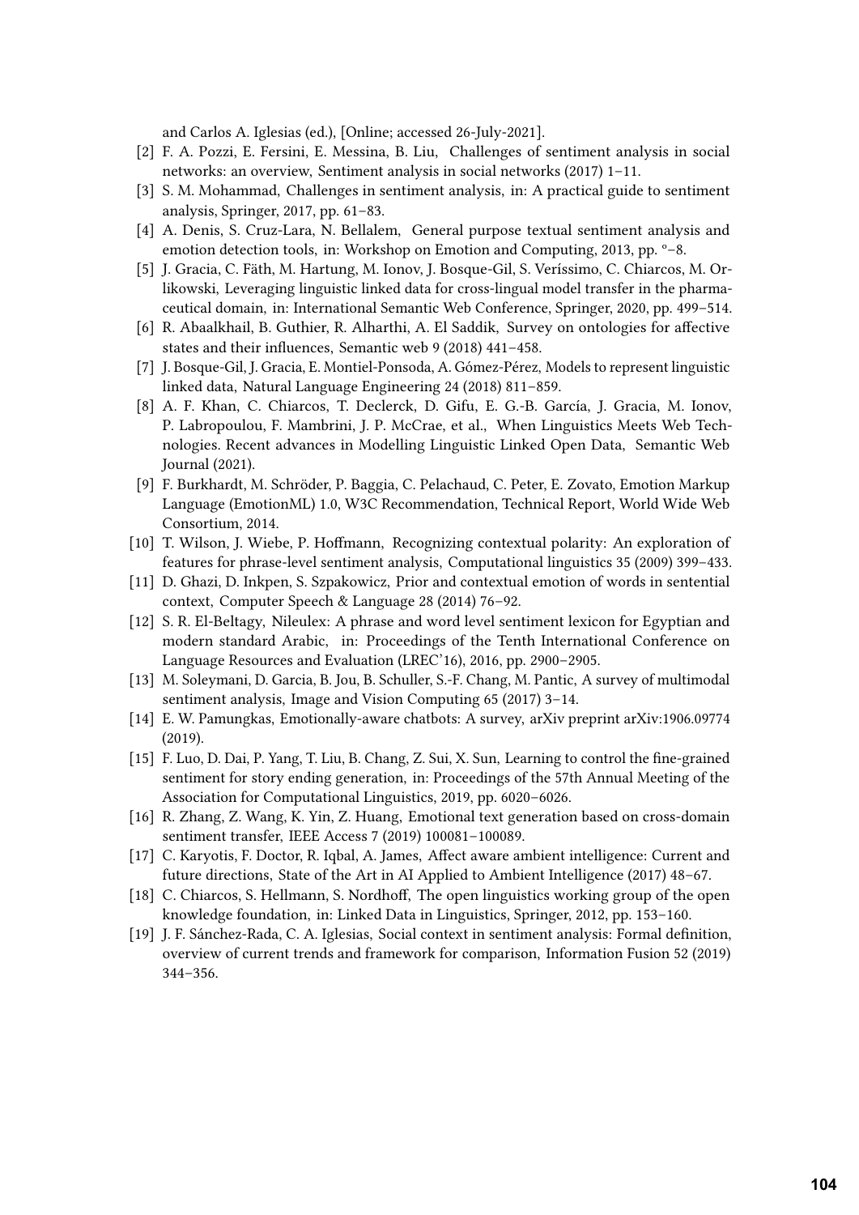and Carlos A. Iglesias (ed.), [Online; accessed 26-July-2021].

[2] F. A. Pozzi, E. Fersini, E. Messina, B. Liu, Challenges of sentiment analysis in social networks: an overview, Sentiment analysis in social networks (2017) 1–11.

[3] S. M. Mohammad, Challenges in sentiment analysis, in: A practical guide to sentiment analysis, Springer, 2017, pp. 61–83.

[4] A. Denis, S. Cruz-Lara, N. Bellalem, General purpose textual sentiment analysis and emotion detection tools, in: Workshop on Emotion and Computing, 2013, pp. °–8.

[5] J. Gracia, C. Fäth, M. Hartung, M. Ionov, J. Bosque-Gil, S. Veríssimo, C. Chiarcos, M. Orlikowski, Leveraging linguistic linked data for cross-lingual model transfer in the pharmaceutical domain, in: International Semantic Web Conference, Springer, 2020, pp. 499–514.

[6] R. Abaalkhail, B. Guthier, R. Alharthi, A. El Saddik, Survey on ontologies for affective states and their influences, Semantic web 9 (2018) 441–458.

[7] J. Bosque-Gil, J. Gracia, E. Montiel-Ponsoda, A. Gómez-Pérez, Models to represent linguistic linked data, Natural Language Engineering 24 (2018) 811–859.

[8] A. F. Khan, C. Chiarcos, T. Declerck, D. Gifu, E. G.-B. García, J. Gracia, M. Ionov, P. Labropoulou, F. Mambrini, J. P. McCrae, et al., When Linguistics Meets Web Technologies. Recent advances in Modelling Linguistic Linked Open Data, Semantic Web Journal (2021).

[9] F. Burkhardt, M. Schröder, P. Baggia, C. Pelachaud, C. Peter, E. Zovato, Emotion Markup Language (EmotionML) 1.0, W3C Recommendation, Technical Report, World Wide Web Consortium, 2014.

[10] T. Wilson, J. Wiebe, P. Hoffmann, Recognizing contextual polarity: An exploration of features for phrase-level sentiment analysis, Computational linguistics 35 (2009) 399–433.

[11] D. Ghazi, D. Inkpen, S. Szpakowicz, Prior and contextual emotion of words in sentential context, Computer Speech & Language 28 (2014) 76–92.

[12] S. R. El-Beltagy, Nileulex: A phrase and word level sentiment lexicon for Egyptian and modern standard Arabic, in: Proceedings of the Tenth International Conference on Language Resources and Evaluation (LREC'16), 2016, pp. 2900–2905.

[13] M. Soleymani, D. Garcia, B. Jou, B. Schuller, S.-F. Chang, M. Pantic, A survey of multimodal sentiment analysis, Image and Vision Computing 65 (2017) 3–14.

[14] E. W. Pamungkas, Emotionally-aware chatbots: A survey, arXiv preprint arXiv:1906.09774 (2019).

[15] F. Luo, D. Dai, P. Yang, T. Liu, B. Chang, Z. Sui, X. Sun, Learning to control the fine-grained sentiment for story ending generation, in: Proceedings of the 57th Annual Meeting of the Association for Computational Linguistics, 2019, pp. 6020–6026.

[16] R. Zhang, Z. Wang, K. Yin, Z. Huang, Emotional text generation based on cross-domain sentiment transfer, IEEE Access 7 (2019) 100081–100089.

[17] C. Karyotis, F. Doctor, R. Iqbal, A. James, Affect aware ambient intelligence: Current and future directions, State of the Art in AI Applied to Ambient Intelligence (2017) 48–67.

[18] C. Chiarcos, S. Hellmann, S. Nordhoff, The open linguistics working group of the open knowledge foundation, in: Linked Data in Linguistics, Springer, 2012, pp. 153–160.

[19] J. F. Sánchez-Rada, C. A. Iglesias, Social context in sentiment analysis: Formal definition, overview of current trends and framework for comparison, Information Fusion 52 (2019) 344–356.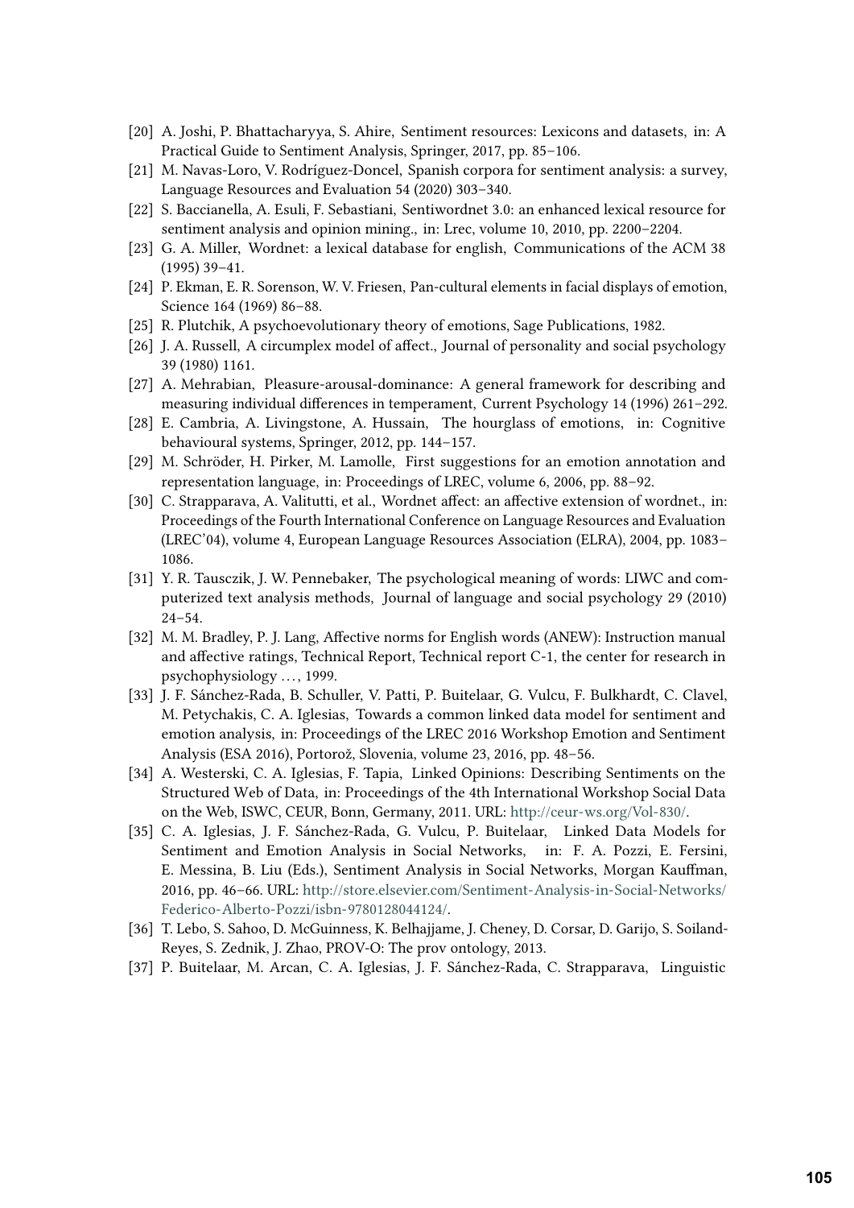[20] A. Joshi, P. Bhattacharyya, S. Ahire, Sentiment resources: Lexicons and datasets, in: A Practical Guide to Sentiment Analysis, Springer, 2017, pp. 85–106.

[21] M. Navas-Loro, V. Rodríguez-Doncel, Spanish corpora for sentiment analysis: a survey, Language Resources and Evaluation 54 (2020) 303–340.

[22] S. Baccianella, A. Esuli, F. Sebastiani, Sentiwordnet 3.0: an enhanced lexical resource for sentiment analysis and opinion mining., in: Lrec, volume 10, 2010, pp. 2200–2204.

[23] G. A. Miller, Wordnet: a lexical database for english, Communications of the ACM 38 (1995) 39–41.

[24] P. Ekman, E. R. Sorenson, W. V. Friesen, Pan-cultural elements in facial displays of emotion, Science 164 (1969) 86–88.

[25] R. Plutchik, A psychoevolutionary theory of emotions, Sage Publications, 1982.

[26] J. A. Russell, A circumplex model of affect., Journal of personality and social psychology 39 (1980) 1161.

[27] A. Mehrabian, Pleasure-arousal-dominance: A general framework for describing and measuring individual differences in temperament, Current Psychology 14 (1996) 261–292.

[28] E. Cambria, A. Livingstone, A. Hussain, The hourglass of emotions, in: Cognitive behavioural systems, Springer, 2012, pp. 144–157.

[29] M. Schröder, H. Pirker, M. Lamolle, First suggestions for an emotion annotation and representation language, in: Proceedings of LREC, volume 6, 2006, pp. 88–92.

[30] C. Strapparava, A. Valitutti, et al., Wordnet affect: an affective extension of wordnet., in: Proceedings of the Fourth International Conference on Language Resources and Evaluation (LREC'04), volume 4, European Language Resources Association (ELRA), 2004, pp. 1083–1086.

[31] Y. R. Tausczik, J. W. Pennebaker, The psychological meaning of words: LIWC and computerized text analysis methods, Journal of language and social psychology 29 (2010) 24–54.

[32] M. M. Bradley, P. J. Lang, Affective norms for English words (ANEW): Instruction manual and affective ratings, Technical Report, Technical report C-1, the center for research in psychophysiology …, 1999.

[33] J. F. Sánchez-Rada, B. Schuller, V. Patti, P. Buitelaar, G. Vulcu, F. Bulkhardt, C. Clavel, M. Petychakis, C. A. Iglesias, Towards a common linked data model for sentiment and emotion analysis, in: Proceedings of the LREC 2016 Workshop Emotion and Sentiment Analysis (ESA 2016), Portorož, Slovenia, volume 23, 2016, pp. 48–56.

[34] A. Westerski, C. A. Iglesias, F. Tapia, Linked Opinions: Describing Sentiments on the Structured Web of Data, in: Proceedings of the 4th International Workshop Social Data on the Web, ISWC, CEUR, Bonn, Germany, 2011. URL: http://ceur-ws.org/Vol-830/.

[35] C. A. Iglesias, J. F. Sánchez-Rada, G. Vulcu, P. Buitelaar, Linked Data Models for Sentiment and Emotion Analysis in Social Networks, in: F. A. Pozzi, E. Fersini, E. Messina, B. Liu (Eds.), Sentiment Analysis in Social Networks, Morgan Kauffman, 2016, pp. 46–66. URL: http://store.elsevier.com/Sentiment-Analysis-in-Social-Networks/Federico-Alberto-Pozzi/isbn-9780128044124/.

[36] T. Lebo, S. Sahoo, D. McGuinness, K. Belhajjame, J. Cheney, D. Corsar, D. Garijo, S. Soiland-Reyes, S. Zednik, J. Zhao, PROV-O: The prov ontology, 2013.

[37] P. Buitelaar, M. Arcan, C. A. Iglesias, J. F. Sánchez-Rada, C. Strapparava, Linguistic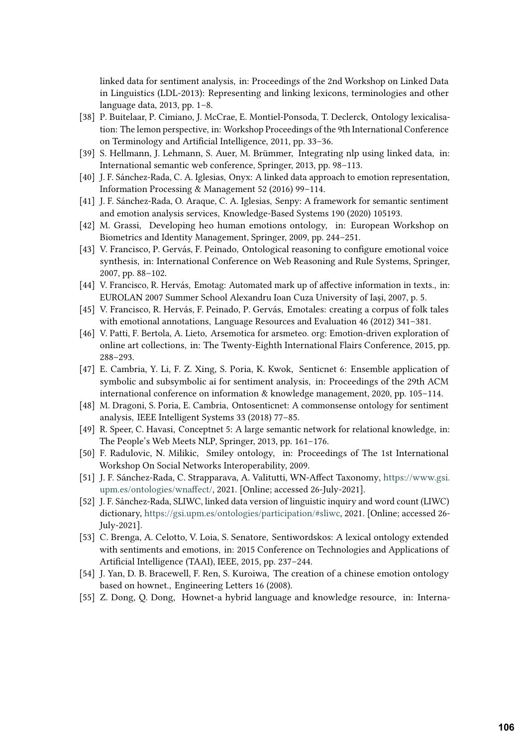linked data for sentiment analysis, in: Proceedings of the 2nd Workshop on Linked Data in Linguistics (LDL-2013): Representing and linking lexicons, terminologies and other language data, 2013, pp. 1–8.

[38] P. Buitelaar, P. Cimiano, J. McCrae, E. Montiel-Ponsoda, T. Declerck, Ontology lexicalisation: The lemon perspective, in: Workshop Proceedings of the 9th International Conference on Terminology and Artificial Intelligence, 2011, pp. 33–36.

[39] S. Hellmann, J. Lehmann, S. Auer, M. Brümmer, Integrating nlp using linked data, in: International semantic web conference, Springer, 2013, pp. 98–113.

[40] J. F. Sánchez-Rada, C. A. Iglesias, Onyx: A linked data approach to emotion representation, Information Processing & Management 52 (2016) 99–114.

[41] J. F. Sánchez-Rada, O. Araque, C. A. Iglesias, Senpy: A framework for semantic sentiment and emotion analysis services, Knowledge-Based Systems 190 (2020) 105193.

[42] M. Grassi, Developing heo human emotions ontology, in: European Workshop on Biometrics and Identity Management, Springer, 2009, pp. 244–251.

[43] V. Francisco, P. Gervás, F. Peinado, Ontological reasoning to configure emotional voice synthesis, in: International Conference on Web Reasoning and Rule Systems, Springer, 2007, pp. 88–102.

[44] V. Francisco, R. Hervás, Emotag: Automated mark up of affective information in texts., in: EUROLAN 2007 Summer School Alexandru Ioan Cuza University of Iaşi, 2007, p. 5.

[45] V. Francisco, R. Hervás, F. Peinado, P. Gervás, Emotales: creating a corpus of folk tales with emotional annotations, Language Resources and Evaluation 46 (2012) 341–381.

[46] V. Patti, F. Bertola, A. Lieto, Arsemotica for arsmeteo. org: Emotion-driven exploration of online art collections, in: The Twenty-Eighth International Flairs Conference, 2015, pp. 288–293.

[47] E. Cambria, Y. Li, F. Z. Xing, S. Poria, K. Kwok, Senticnet 6: Ensemble application of symbolic and subsymbolic ai for sentiment analysis, in: Proceedings of the 29th ACM international conference on information & knowledge management, 2020, pp. 105–114.

[48] M. Dragoni, S. Poria, E. Cambria, Ontosenticnet: A commonsense ontology for sentiment analysis, IEEE Intelligent Systems 33 (2018) 77–85.

[49] R. Speer, C. Havasi, Conceptnet 5: A large semantic network for relational knowledge, in: The People's Web Meets NLP, Springer, 2013, pp. 161–176.

[50] F. Radulovic, N. Milikic, Smiley ontology, in: Proceedings of The 1st International Workshop On Social Networks Interoperability, 2009.

[51] J. F. Sánchez-Rada, C. Strapparava, A. Valitutti, WN-Affect Taxonomy, https://www.gsi.upm.es/ontologies/wnaffect/, 2021. [Online; accessed 26-July-2021].

[52] J. F. Sánchez-Rada, SLIWC, linked data version of linguistic inquiry and word count (LIWC) dictionary, https://gsi.upm.es/ontologies/participation/#sliwc, 2021. [Online; accessed 26-July-2021].

[53] C. Brenga, A. Celotto, V. Loia, S. Senatore, Sentiwordskos: A lexical ontology extended with sentiments and emotions, in: 2015 Conference on Technologies and Applications of Artificial Intelligence (TAAI), IEEE, 2015, pp. 237–244.

[54] J. Yan, D. B. Bracewell, F. Ren, S. Kuroiwa, The creation of a chinese emotion ontology based on hownet., Engineering Letters 16 (2008).

[55] Z. Dong, Q. Dong, Hownet-a hybrid language and knowledge resource, in: Interna-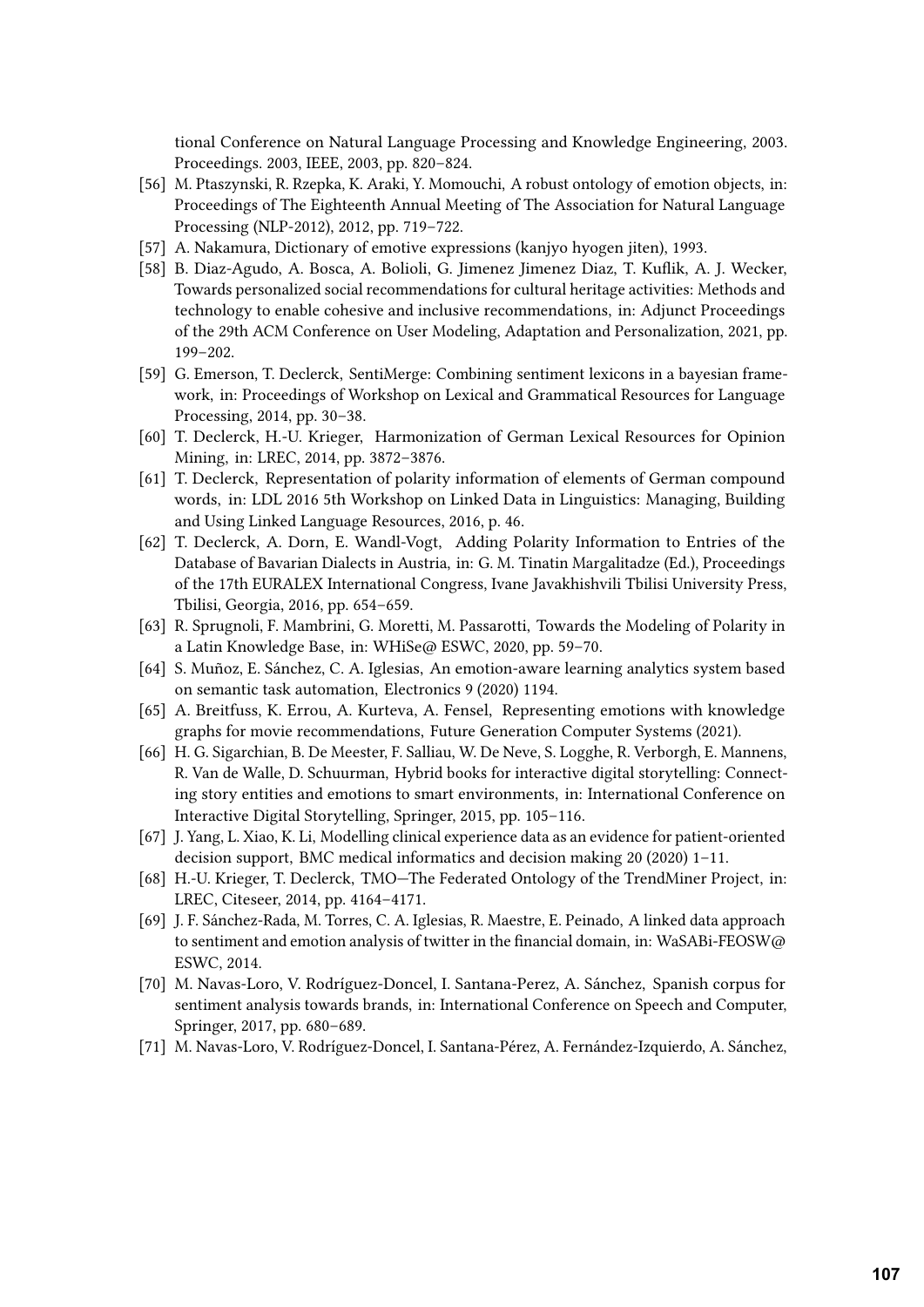tional Conference on Natural Language Processing and Knowledge Engineering, 2003. Proceedings. 2003, IEEE, 2003, pp. 820–824.

[56] M. Ptaszynski, R. Rzepka, K. Araki, Y. Momouchi, A robust ontology of emotion objects, in: Proceedings of The Eighteenth Annual Meeting of The Association for Natural Language Processing (NLP-2012), 2012, pp. 719–722.

[57] A. Nakamura, Dictionary of emotive expressions (kanjyo hyogen jiten), 1993.

[58] B. Diaz-Agudo, A. Bosca, A. Bolioli, G. Jimenez Jimenez Diaz, T. Kuflik, A. J. Wecker, Towards personalized social recommendations for cultural heritage activities: Methods and technology to enable cohesive and inclusive recommendations, in: Adjunct Proceedings of the 29th ACM Conference on User Modeling, Adaptation and Personalization, 2021, pp. 199–202.

[59] G. Emerson, T. Declerck, SentiMerge: Combining sentiment lexicons in a bayesian framework, in: Proceedings of Workshop on Lexical and Grammatical Resources for Language Processing, 2014, pp. 30–38.

[60] T. Declerck, H.-U. Krieger, Harmonization of German Lexical Resources for Opinion Mining, in: LREC, 2014, pp. 3872–3876.

[61] T. Declerck, Representation of polarity information of elements of German compound words, in: LDL 2016 5th Workshop on Linked Data in Linguistics: Managing, Building and Using Linked Language Resources, 2016, p. 46.

[62] T. Declerck, A. Dorn, E. Wandl-Vogt, Adding Polarity Information to Entries of the Database of Bavarian Dialects in Austria, in: G. M. Tinatin Margalitadze (Ed.), Proceedings of the 17th EURALEX International Congress, Ivane Javakhishvili Tbilisi University Press, Tbilisi, Georgia, 2016, pp. 654–659.

[63] R. Sprugnoli, F. Mambrini, G. Moretti, M. Passarotti, Towards the Modeling of Polarity in a Latin Knowledge Base, in: WHiSe@ ESWC, 2020, pp. 59–70.

[64] S. Muñoz, E. Sánchez, C. A. Iglesias, An emotion-aware learning analytics system based on semantic task automation, Electronics 9 (2020) 1194.

[65] A. Breitfuss, K. Errou, A. Kurteva, A. Fensel, Representing emotions with knowledge graphs for movie recommendations, Future Generation Computer Systems (2021).

[66] H. G. Sigarchian, B. De Meester, F. Salliau, W. De Neve, S. Logghe, R. Verborgh, E. Mannens, R. Van de Walle, D. Schuurman, Hybrid books for interactive digital storytelling: Connecting story entities and emotions to smart environments, in: International Conference on Interactive Digital Storytelling, Springer, 2015, pp. 105–116.

[67] J. Yang, L. Xiao, K. Li, Modelling clinical experience data as an evidence for patient-oriented decision support, BMC medical informatics and decision making 20 (2020) 1–11.

[68] H.-U. Krieger, T. Declerck, TMO—The Federated Ontology of the TrendMiner Project, in: LREC, Citeseer, 2014, pp. 4164–4171.

[69] J. F. Sánchez-Rada, M. Torres, C. A. Iglesias, R. Maestre, E. Peinado, A linked data approach to sentiment and emotion analysis of twitter in the financial domain, in: WaSABi-FEOSW@ ESWC, 2014.

[70] M. Navas-Loro, V. Rodríguez-Doncel, I. Santana-Perez, A. Sánchez, Spanish corpus for sentiment analysis towards brands, in: International Conference on Speech and Computer, Springer, 2017, pp. 680–689.

[71] M. Navas-Loro, V. Rodríguez-Doncel, I. Santana-Pérez, A. Fernández-Izquierdo, A. Sánchez,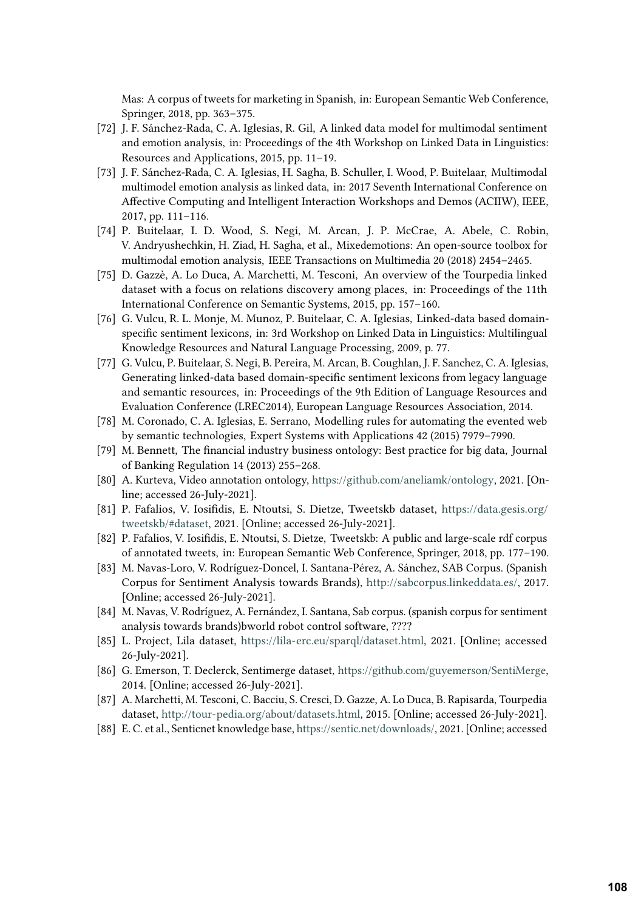Mas: A corpus of tweets for marketing in Spanish, in: European Semantic Web Conference, Springer, 2018, pp. 363–375.

[72] J. F. Sánchez-Rada, C. A. Iglesias, R. Gil, A linked data model for multimodal sentiment and emotion analysis, in: Proceedings of the 4th Workshop on Linked Data in Linguistics: Resources and Applications, 2015, pp. 11–19.

[73] J. F. Sánchez-Rada, C. A. Iglesias, H. Sagha, B. Schuller, I. Wood, P. Buitelaar, Multimodal multimodel emotion analysis as linked data, in: 2017 Seventh International Conference on Affective Computing and Intelligent Interaction Workshops and Demos (ACIIW), IEEE, 2017, pp. 111–116.

[74] P. Buitelaar, I. D. Wood, S. Negi, M. Arcan, J. P. McCrae, A. Abele, C. Robin, V. Andryushechkin, H. Ziad, H. Sagha, et al., Mixedemotions: An open-source toolbox for multimodal emotion analysis, IEEE Transactions on Multimedia 20 (2018) 2454–2465.

[75] D. Gazzè, A. Lo Duca, A. Marchetti, M. Tesconi, An overview of the Tourpedia linked dataset with a focus on relations discovery among places, in: Proceedings of the 11th International Conference on Semantic Systems, 2015, pp. 157–160.

[76] G. Vulcu, R. L. Monje, M. Munoz, P. Buitelaar, C. A. Iglesias, Linked-data based domain-specific sentiment lexicons, in: 3rd Workshop on Linked Data in Linguistics: Multilingual Knowledge Resources and Natural Language Processing, 2009, p. 77.

[77] G. Vulcu, P. Buitelaar, S. Negi, B. Pereira, M. Arcan, B. Coughlan, J. F. Sanchez, C. A. Iglesias, Generating linked-data based domain-specific sentiment lexicons from legacy language and semantic resources, in: Proceedings of the 9th Edition of Language Resources and Evaluation Conference (LREC2014), European Language Resources Association, 2014.

[78] M. Coronado, C. A. Iglesias, E. Serrano, Modelling rules for automating the evented web by semantic technologies, Expert Systems with Applications 42 (2015) 7979–7990.

[79] M. Bennett, The financial industry business ontology: Best practice for big data, Journal of Banking Regulation 14 (2013) 255–268.

[80] A. Kurteva, Video annotation ontology, https://github.com/aneliamk/ontology, 2021. [Online; accessed 26-July-2021].

[81] P. Fafalios, V. Iosifidis, E. Ntoutsi, S. Dietze, Tweetskb dataset, https://data.gesis.org/tweetskb/#dataset, 2021. [Online; accessed 26-July-2021].

[82] P. Fafalios, V. Iosifidis, E. Ntoutsi, S. Dietze, Tweetskb: A public and large-scale rdf corpus of annotated tweets, in: European Semantic Web Conference, Springer, 2018, pp. 177–190.

[83] M. Navas-Loro, V. Rodríguez-Doncel, I. Santana-Pérez, A. Sánchez, SAB Corpus. (Spanish Corpus for Sentiment Analysis towards Brands), http://sabcorpus.linkeddata.es/, 2017. [Online; accessed 26-July-2021].

[84] M. Navas, V. Rodríguez, A. Fernández, I. Santana, Sab corpus. (spanish corpus for sentiment analysis towards brands)bworld robot control software, ????

[85] L. Project, Lila dataset, https://lila-erc.eu/sparql/dataset.html, 2021. [Online; accessed 26-July-2021].

[86] G. Emerson, T. Declerck, Sentimerge dataset, https://github.com/guyemerson/SentiMerge, 2014. [Online; accessed 26-July-2021].

[87] A. Marchetti, M. Tesconi, C. Bacciu, S. Cresci, D. Gazze, A. Lo Duca, B. Rapisarda, Tourpedia dataset, http://tour-pedia.org/about/datasets.html, 2015. [Online; accessed 26-July-2021].

[88] E. C. et al., Senticnet knowledge base, https://sentic.net/downloads/, 2021. [Online; accessed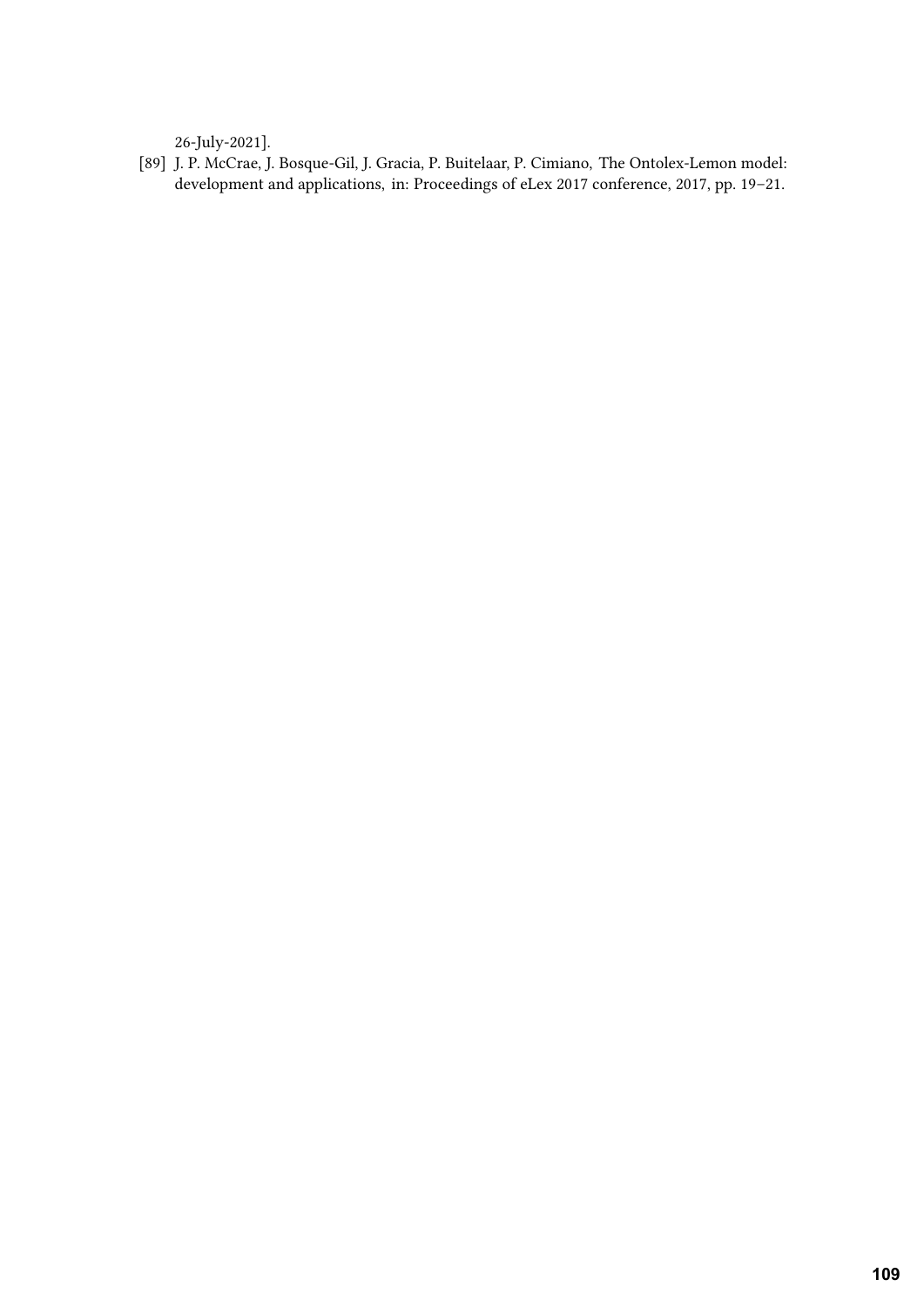26-July-2021].

[89] J. P. McCrae, J. Bosque-Gil, J. Gracia, P. Buitelaar, P. Cimiano, The Ontolex-Lemon model: development and applications, in: Proceedings of eLex 2017 conference, 2017, pp. 19–21.